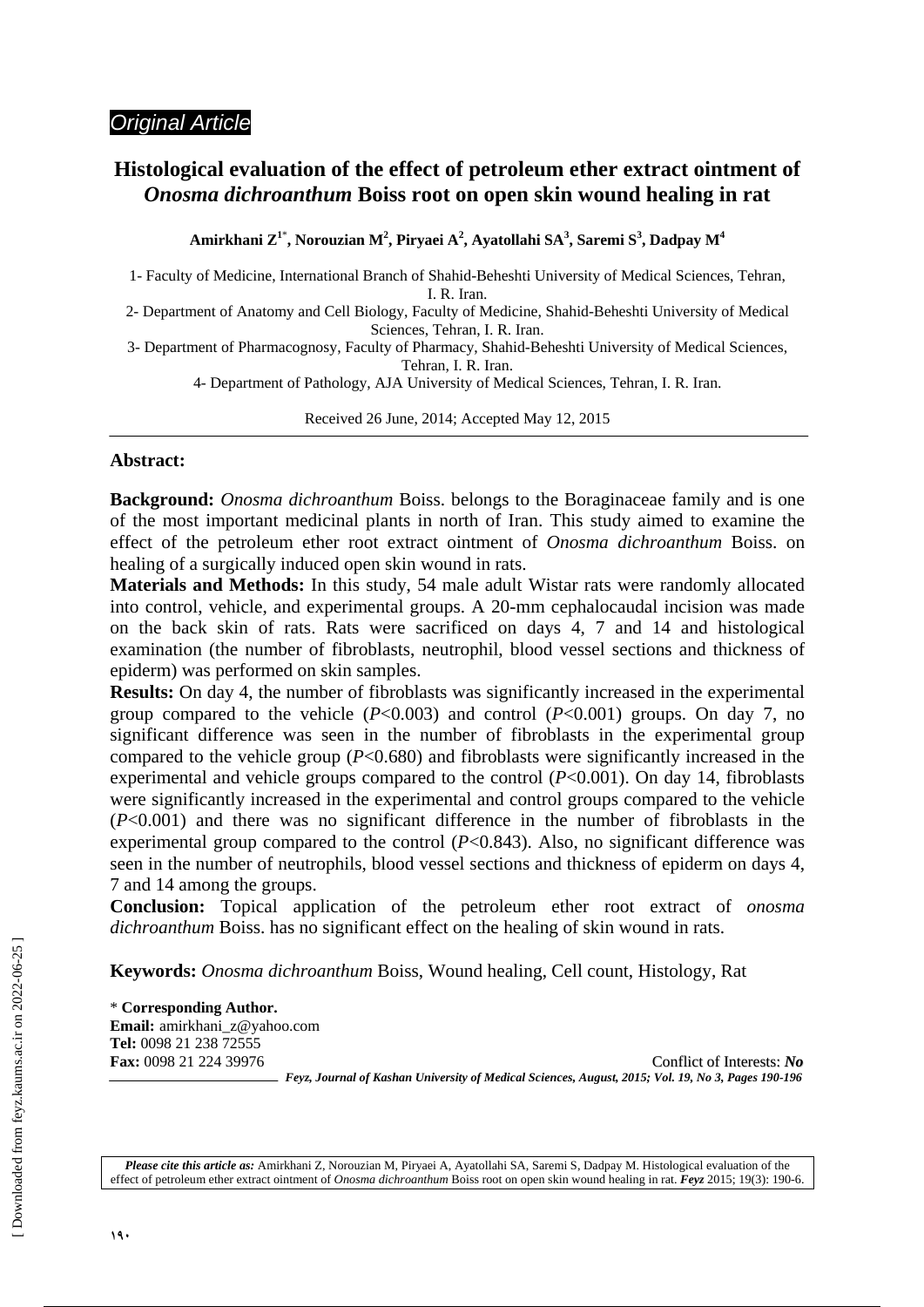*Original Article*

# Histological evaluation of the effect of petroleum ether extract ointment of *Onosma dichroanthum* Boiss root on open skin wound healing in rat

**Amirkhani Z[1*], Norouzian M[2], Piryaei A[2], Ayatollahi SA[3], Saremi S[3], Dadpay M[4]**

1- Faculty of Medicine, International Branch of Shahid-Beheshti University of Medical Sciences, Tehran, I. R. Iran.

2- Department of Anatomy and Cell Biology, Faculty of Medicine, Shahid-Beheshti University of Medical Sciences, Tehran, I. R. Iran.

3- Department of Pharmacognosy, Faculty of Pharmacy, Shahid-Beheshti University of Medical Sciences, Tehran, I. R. Iran.

4- Department of Pathology, AJA University of Medical Sciences, Tehran, I. R. Iran.

Received 26 June, 2014; Accepted May 12, 2015

## Abstract:

**Background:** *Onosma dichroanthum* Boiss. belongs to the Boraginaceae family and is one of the most important medicinal plants in north of Iran. This study aimed to examine the effect of the petroleum ether root extract ointment of *Onosma dichroanthum* Boiss. on healing of a surgically induced open skin wound in rats.

**Materials and Methods:** In this study, 54 male adult Wistar rats were randomly allocated into control, vehicle, and experimental groups. A 20-mm cephalocaudal incision was made on the back skin of rats. Rats were sacrificed on days 4, 7 and 14 and histological examination (the number of fibroblasts, neutrophil, blood vessel sections and thickness of epiderm) was performed on skin samples.

**Results:** On day 4, the number of fibroblasts was significantly increased in the experimental group compared to the vehicle ($P$<0.003) and control ($P$<0.001) groups. On day 7, no significant difference was seen in the number of fibroblasts in the experimental group compared to the vehicle group ($P$<0.680) and fibroblasts were significantly increased in the experimental and vehicle groups compared to the control ($P$<0.001). On day 14, fibroblasts were significantly increased in the experimental and control groups compared to the vehicle ($P$<0.001) and there was no significant difference in the number of fibroblasts in the experimental group compared to the control ($P$<0.843). Also, no significant difference was seen in the number of neutrophils, blood vessel sections and thickness of epiderm on days 4, 7 and 14 among the groups.

**Conclusion:** Topical application of the petroleum ether root extract of *onosma dichroanthum* Boiss. has no significant effect on the healing of skin wound in rats.

**Keywords:** *Onosma dichroanthum* Boiss, Wound healing, Cell count, Histology, Rat

\* **Corresponding Author.**
**Email:** amirkhani_z@yahoo.com
**Tel:** 0098 21 238 72555
**Fax:** 0098 21 224 39976

Conflict of Interests: ***No***

*Please cite this article as:* Amirkhani Z, Norouzian M, Piryaei A, Ayatollahi SA, Saremi S, Dadpay M. Histological evaluation of the effect of petroleum ether extract ointment of *Onosma dichroanthum* Boiss root on open skin wound healing in rat. ***Feyz*** 2015; 19(3): 190-6.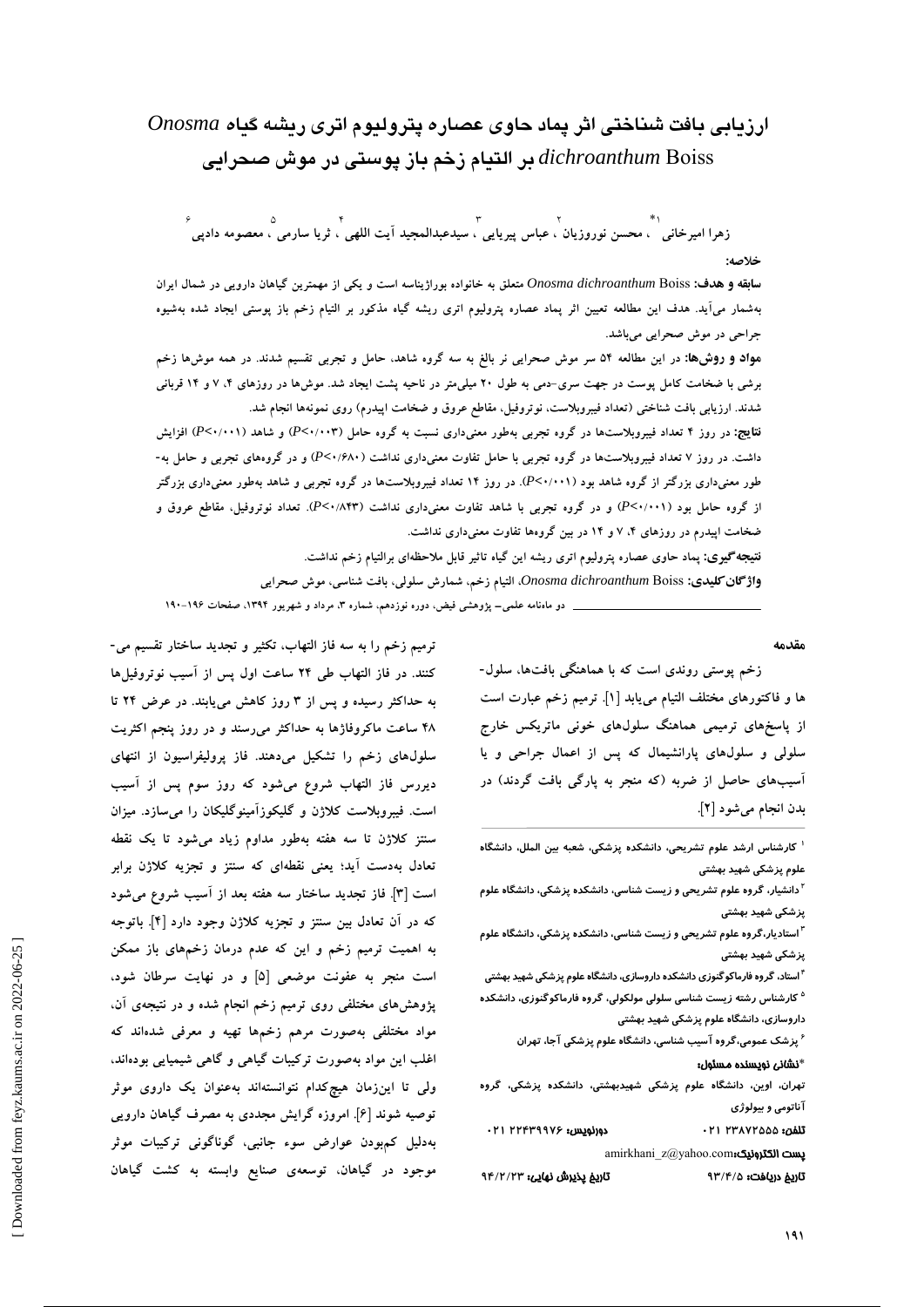# ارزیابی بافت شناختی اثر پماد حاوی عصاره پترولیوم اتری ریشه گیاه *Onosma dichroanthum* Boiss بر التیام زخم باز پوستی در موش صحرایی

زهرا امیرخانی[1*]، محسن نوروزیان[2]، عباس پیریایی[3]، سیدعبدالمجید آیت اللهی[4]، ثریا سارمی[5]، معصومه دادپی[6]

**خلاصه:**

**سابقه و هدف:** *Onosma dichroanthum* Boiss متعلق به خانواده بوراژیناسه است و یکی از مهمترین گیاهان دارویی در شمال ایران به‌شمار می‌آید. هدف این مطالعه تعیین اثر پماد عصاره پترولیوم اتری ریشه گیاه مذکور بر التیام زخم باز پوستی ایجاد شده به‌شیوه جراحی در موش صحرایی می‌باشد.

**مواد و روش‌ها:** در این مطالعه ۵۴ سر موش صحرایی نر بالغ به سه گروه شاهد، حامل و تجربی تقسیم شدند. در همه موش‌ها زخم برشی با ضخامت کامل پوست در جهت سری-دمی به طول ۲۰ میلی‌متر در ناحیه پشت ایجاد شد. موش‌ها در روزهای ۴، ۷ و ۱۴ قربانی شدند. ارزیابی بافت شناختی (تعداد فیبروبلاست، نوتروفیل، مقاطع عروق و ضخامت اپیدرم) روی نمونه‌ها انجام شد.

**نتایج:** در روز ۴ تعداد فیبروبلاست‌ها در گروه تجربی به‌طور معنی‌داری نسبت به گروه حامل ($P<0/003$) و شاهد ($P<0/001$) افزایش داشت. در روز ۷ تعداد فیبروبلاست‌ها در گروه تجربی با حامل تفاوت معنی‌داری نداشت ($P<0/680$) و در گروه‌های تجربی و حامل به‌طور معنی‌داری بزرگتر از گروه شاهد بود ($P<0/001$). در روز ۱۴ تعداد فیبروبلاست‌ها در گروه تجربی و شاهد به‌طور معنی‌داری بزرگتر از گروه حامل بود ($P<0/001$) و در گروه تجربی با شاهد تفاوت معنی‌داری نداشت ($P<0/843$). تعداد نوتروفیل، مقاطع عروق و ضخامت اپیدرم در روزهای ۴، ۷ و ۱۴ در بین گروه‌ها تفاوت معنی‌داری نداشت.

**نتیجه‌گیری:** پماد حاوی عصاره پترولیوم اتری ریشه این گیاه تاثیر قابل ملاحظه‌ای برالتیام زخم نداشت.

**واژگان کلیدی:** *Onosma dichroanthum* Boiss، التیام زخم، شمارش سلولی، بافت شناسی، موش صحرایی

دو ماهنامه علمی- پژوهشی فیض، دوره نوزدهم، شماره ۳، مرداد و شهریور ۱۳۹۴، صفحات ۱۹۶-۱۹۰

## مقدمه

زخم پوستی روندی است که با هماهنگی بافت‌ها، سلول‌ها و فاکتورهای مختلف التیام می‌یابد [1]. ترمیم زخم عبارت است از پاسخ‌های ترمیمی هماهنگ سلول‌های خونی ماتریکس خارج سلولی و سلول‌های پارانشیمال که پس از اعمال جراحی و یا آسیب‌های حاصل از ضربه (که منجر به پارگی بافت گردند) در بدن انجام می‌شود [2]. ترمیم زخم را به سه فاز التهاب، تکثیر و تجدید ساختار تقسیم می‌کنند. در فاز التهاب طی ۲۴ ساعت اول پس از آسیب نوتروفیل‌ها به حداکثر رسیده و پس از ۳ روز کاهش می‌یابند. در عرض ۲۴ تا ۴۸ ساعت ماکروفاژها به حداکثر می‌رسند و در روز پنجم اکثریت سلول‌های زخم را تشکیل می‌دهند. فاز پرولیفراسیون از انتهای دیررس فاز التهاب شروع می‌شود که روز سوم پس از آسیب است. فیبروبلاست کلاژن و گلیکوزآمینوگلیکان را می‌سازد. میزان سنتز کلاژن تا سه هفته به‌طور مداوم زیاد می‌شود تا یک نقطه تعادل به‌دست آید؛ یعنی نقطه‌ای که سنتز و تجزیه کلاژن برابر است [3]. فاز تجدید ساختار سه هفته بعد از آسیب شروع می‌شود که در آن تعادل بین سنتز و تجزیه کلاژن وجود دارد [4]. باتوجه به اهمیت ترمیم زخم و این که عدم درمان زخم‌های باز ممکن است منجر به عفونت موضعی [5] و در نهایت سرطان شود، پژوهش‌های مختلفی روی ترمیم زخم انجام شده و در نتیجه‌ی آن، مواد مختلفی به‌صورت مرهم زخم‌ها تهیه و معرفی شده‌اند که اغلب این مواد به‌صورت ترکیبات گیاهی و گاهی شیمیایی بوده‌اند، ولی تا این‌زمان هیچ‌کدام نتوانسته‌اند به‌عنوان یک داروی موثر توصیه شوند [6]. امروزه گرایش مجددی به مصرف گیاهان دارویی به‌دلیل کم‌بودن عوارض سوء جانبی، گوناگونی ترکیبات موثر موجود در گیاهان، توسعه‌ی صنایع وابسته به کشت گیاهان

---

[1] کارشناس ارشد علوم تشریحی، دانشکده پزشکی، شعبه بین الملل، دانشگاه علوم پزشکی شهید بهشتی

[2] دانشیار، گروه علوم تشریحی و زیست شناسی، دانشکده پزشکی، دانشگاه علوم پزشکی شهید بهشتی

[3] استادیار،گروه علوم تشریحی و زیست شناسی، دانشکده پزشکی، دانشگاه علوم پزشکی شهید بهشتی

[4] استاد، گروه فارماکوگنوزی دانشکده داروسازی، دانشگاه علوم پزشکی شهید بهشتی

[5] کارشناس رشته زیست شناسی سلولی مولکولی، گروه فارماکوگنوزی، دانشکده داروسازی، دانشگاه علوم پزشکی شهید بهشتی

[6] پزشک عمومی،گروه آسیب شناسی، دانشگاه علوم پزشکی آجا، تهران

*نشانی نویسنده مسئول:

تهران، اوین، دانشگاه علوم پزشکی شهیدبهشتی، دانشکده پزشکی، گروه آناتومی و بیولوژی

**تلفن:** ۰۲۱ ۲۳۸۷۲۵۵۵ **دورنویس:** ۰۲۱ ۲۲۴۳۹۹۷۶

**پست الکترونیک:** amirkhani_z@yahoo.com

**تاریخ دریافت:** ۹۳/۴/۵ **تاریخ پذیرش نهایی:** ۹۴/۲/۲۳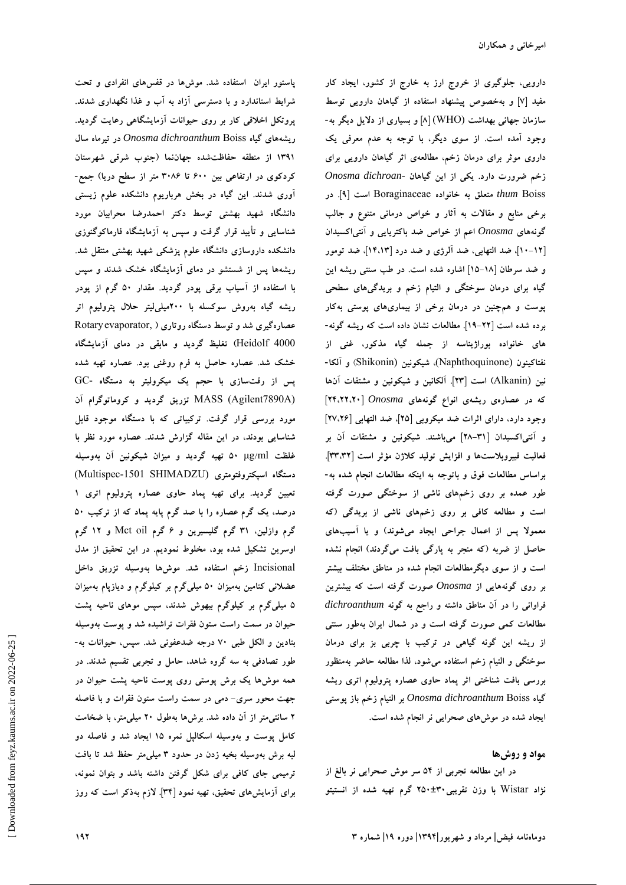دارویی، جلوگیری از خروج ارز به خارج از کشور، ایجاد کار مفید [۷] و به‌خصوص پیشنهاد استفاده از گیاهان دارویی توسط سازمان جهانی بهداشت (WHO) [۸] و بسیاری از دلایل دیگر به‌وجود آمده است. از سوی دیگر، با توجه به عدم معرفی یک داروی موثر برای درمان زخم، مطالعه‌ی اثر گیاهان دارویی برای زخم ضرورت دارد. یکی از این گیاهان *Onosma dichroanthum* Boiss متعلق به خانواده Boraginaceae است [۹]. در برخی منابع و مقالات به آثار و خواص درمانی متنوع و جالب گونه‌های *Onosma* اعم از خواص ضد باکتریایی و آنتی‌اکسیدان [۱۲-۱۰]، ضد التهابی، ضد آلرژی و ضد درد [۱۴،۱۳]، ضد تومور و ضد سرطان [۱۸-۱۵] اشاره شده است. در طب سنتی ریشه این گیاه برای درمان سوختگی و التیام زخم و بریدگی‌های سطحی پوست و همچنین در درمان برخی از بیماری‌های پوستی به‌کار برده شده است [۲۲-۱۹]. مطالعات نشان داده است که ریشه گونه‌های خانواده بوراژیناسه از جمله گیاه مذکور، غنی از نفتاکینون (Naphthoquinone)، شیکونین (Shikonin) و آلکانین (Alkanin) است [۲۳]. آلکانین و شیکونین و مشتقات آن‌ها که در عصاره‌ی ریشه‌ی انواع گونه‌های *Onosma* [۲۴،۲۲،۲۰] وجود دارد، دارای اثرات ضد میکروبی [۲۵]، ضد التهابی [۲۷،۲۶] و آنتی‌اکسیدان [۳۱-۲۸] می‌باشند. شیکونین و مشتقات آن بر فعالیت فیبروبلاست‌ها و افزایش تولید کلاژن مؤثر است [۳۳،۳۲]. براساس مطالعات فوق و باتوجه به اینکه مطالعات انجام شده به‌طور عمده بر روی زخم‌های ناشی از سوختگی صورت گرفته است و مطالعه کافی بر روی زخم‌های ناشی از بریدگی (که معمولا پس از اعمال جراحی ایجاد می‌شوند) و یا آسیب‌های حاصل از ضربه (که منجر به پارگی بافت می‌گردند) انجام نشده است و از سوی دیگرمطالعات انجام شده در مناطق مختلف بیشتر بر روی گونه‌هایی از *Onosma* صورت گرفته است که بیشترین فراوانی را در آن مناطق داشته و راجع به گونه *dichroanthum* مطالعات کمی صورت گرفته است و در شمال ایران به‌طور سنتی از ریشه این گونه گیاهی در ترکیب با چربی بز برای درمان سوختگی و التیام زخم استفاده می‌شود، لذا مطالعه حاضر به‌منظور بررسی بافت شناختی اثر پماد حاوی عصاره پترولیوم اتری ریشه گیاه *Onosma dichroanthum* Boiss بر التیام زخم باز پوستی ایجاد شده در موش‌های صحرایی نر انجام شده است.

## مواد و روش‌ها

در این مطالعه تجربی از ۵۴ سر موش صحرایی نر بالغ از نژاد Wistar با وزن تقریبی ۳۰±۲۵۰ گرم تهیه شده از انستیتو پاستور ایران استفاده شد. موش‌ها در قفس‌های انفرادی و تحت شرایط استاندارد و با دسترسی آزاد به آب و غذا نگهداری شدند. پروتکل اخلاقی کار بر روی حیوانات آزمایشگاهی رعایت گردید. ریشه‌های گیاه *Onosma dichroanthum* Boiss در تیرماه سال ۱۳۹۱ از منطقه حفاظت‌شده جهان‌نما (جنوب شرقی شهرستان کردکوی در ارتفاعی بین ۶۰۰ تا ۳۰۸۶ متر از سطح دریا) جمع‌آوری شدند. این گیاه در بخش هرباریوم دانشکده علوم زیستی دانشگاه شهید بهشتی توسط دکتر احمدرضا محرابیان مورد شناسایی و تأیید قرار گرفت و سپس به آزمایشگاه فارماکوگنوزی دانشکده داروسازی دانشگاه علوم پزشکی شهید بهشتی منتقل شد. ریشه‌ها پس از شستشو در دمای آزمایشگاه خشک شدند و سپس با استفاده از آسیاب برقی پودر گردید. مقدار ۵۰ گرم از پودر ریشه گیاه به‌روش سوکسله با ۲۰۰میلی‌لیتر حلال پترولیوم اتر عصاره‌گیری شد و توسط دستگاه روتاری (Rotary evaporator, Heidolf 4000) تغلیظ گردید و مابقی در دمای آزمایشگاه خشک شد. عصاره حاصل به فرم روغنی بود. عصاره تهیه شده پس از رقت‌سازی با حجم یک میکرولیتر به دستگاه GC-MASS (Agilent7890A) تزریق گردید و کروماتوگرام آن مورد بررسی قرار گرفت. ترکیباتی که با دستگاه موجود قابل شناسایی بودند، در این مقاله گزارش شدند. عصاره مورد نظر با غلظت ۵۰ µg/ml تهیه گردید و میزان شیکونین آن به‌وسیله دستگاه اسپکتروفتومتری (Multispec-1501 SHIMADZU) تعیین گردید. برای تهیه پماد حاوی عصاره پترولیوم اتری ۱ درصد، یک گرم عصاره را با صد گرم پایه پماد که از ترکیب ۵۰ گرم وازلین، ۳۱ گرم گلیسیرین و ۶ گرم Mct oil و ۱۲ گرم اوسرین تشکیل شده بود، مخلوط نمودیم. در این تحقیق از مدل Incisional زخم استفاده شد. موش‌ها به‌وسیله تزریق داخل عضلانی کتامین به‌میزان ۵۰ میلی‌گرم بر کیلوگرم و دیازپام به‌میزان ۵ میلی‌گرم بر کیلوگرم بیهوش شدند، سپس موهای ناحیه پشت حیوان در سمت راست ستون فقرات تراشیده شد و پوست به‌وسیله بتادین و الکل طبی ۷۰ درجه ضدعفونی شد. سپس، حیوانات به‌طور تصادفی به سه گروه شاهد، حامل و تجربی تقسیم شدند. در همه موش‌ها یک برش پوستی روی پوست ناحیه پشت حیوان در جهت محور سری- دمی در سمت راست ستون فقرات و با فاصله ۲ سانتی‌متر از آن داده شد. برش‌ها به‌طول ۲۰ میلی‌متر، با ضخامت کامل پوست و به‌وسیله اسکالپل نمره ۱۵ ایجاد شد و فاصله دو لبه برش به‌وسیله بخیه زدن در حدود ۳ میلی‌متر حفظ شد تا بافت ترمیمی جای کافی برای شکل گرفتن داشته باشد و بتوان نمونه، برای آزمایش‌های تحقیق، تهیه نمود [۳۴]. لازم به‌ذکر است که روز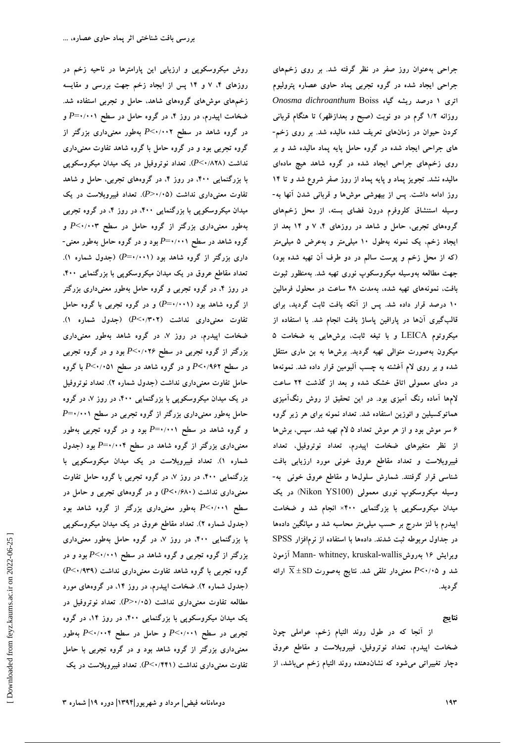جراحی به‌عنوان روز صفر در نظر گرفته شد. بر روی زخم‌های جراحی ایجاد شده در گروه تجربی پماد حاوی عصاره پترولیوم اتری ۱ درصد ریشه گیاه *Onosma dichroanthum* Boiss روزانه ۱/۲ گرم در دو نوبت (صبح و بعدازظهر) تا هنگام قربانی کردن حیوان در زمان‌های تعریف شده مالیده شد. بر روی زخم‌های جراحی ایجاد شده در گروه حامل پایه پماد مالیده شد و بر روی زخم‌های جراحی ایجاد شده در گروه شاهد هیچ ماده‌ای مالیده نشد. تجویز پماد و پایه پماد از روز صفر شروع شد و تا ۱۴ روز ادامه داشت. پس از بیهوشی موش‌ها و قربانی شدن آنها به‌وسیله استنشاق کلروفرم درون فضای بسته، از محل زخم‌های گروه‌های تجربی، حامل و شاهد در روزهای ۴، ۷ و ۱۴ بعد از ایجاد زخم، یک نمونه به‌طول ۱۰ میلی‌متر و به‌عرض ۵ میلی‌متر (که از محل زخم و پوست سالم در دو طرف آن تهیه شده بود) جهت مطالعه به‌وسیله میکروسکوپ نوری تهیه شد. به‌منظور ثبوت بافت، نمونه‌های تهیه شده، به‌مدت ۴۸ ساعت در محلول فرمالین ۱۰ درصد قرار داده شد. پس از آنکه بافت ثابت گردید، برای قالب‌گیری آنها در پارافین پاساژ بافت انجام شد. با استفاده از میکروتوم LEICA و با تیغه ثابت، برش‌هایی به ضخامت ۵ میکرون به‌صورت متوالی تهیه گردید. برش‌ها به بن ماری منتقل شده و بر روی لام آغشته به چسب آلبومین قرار داده شد. نمونه‌ها در دمای معمولی اتاق خشک شده و بعد از گذشت ۲۴ ساعت لام‌ها آماده رنگ آمیزی بود. در این تحقیق از روش رنگ‌آمیزی هماتوکسیلین و ائوزین استفاده شد. تعداد نمونه برای هر زیر گروه ۶ سر موش بود و از هر موش تعداد ۵ لام تهیه شد. سپس، برش‌ها از نظر متغیرهای ضخامت اپیدرم، تعداد نوتروفیل، تعداد فیبروبلاست و تعداد مقاطع عروق خونی مورد ارزیابی بافت شناسی قرار گرفتند. شمارش سلول‌ها و مقاطع عروق خونی به‌وسیله میکروسکوپ نوری معمولی (Nikon YS100) در یک میدان میکروسکوپی با بزرگنمایی ۴۰۰× انجام شد و ضخامت اپیدرم با لنز مدرج بر حسب میلی‌متر محاسبه شد و میانگین داده‌ها در جداول مربوطه ثبت شدند. داده‌ها با استفاده از نرم‌افزار SPSS ویرایش ۱۶ به‌روش Mann- whitney, kruskal-wallis آزمون شد و $P<۰/۰۵$ معنی‌دار تلقی شد. نتایج به‌صورت $\overline{X} \pm SD$ ارائه گردید.

## نتایج

از آنجا که در طول روند التیام زخم، عواملی چون ضخامت اپیدرم، تعداد نوتروفیل، فیبروبلاست و مقاطع عروق دچار تغییراتی می‌شود که نشان‌دهنده روند التیام زخم می‌باشد، از روش میکروسکوپی و ارزیابی این پارامترها در ناحیه زخم در روزهای ۴، ۷ و ۱۴ پس از ایجاد زخم جهت بررسی و مقایسه زخم‌های موش‌های گروه‌های شاهد، حامل و تجربی استفاده شد. ضخامت اپیدرم، در روز ۴، در گروه حامل در سطح $P=۰/۰۰۱$ و در گروه شاهد در سطح $P<۰/۰۰۲$ به‌طور معنی‌داری بزرگتر از گروه تجربی بود و در گروه حامل با گروه شاهد تفاوت معنی‌داری نداشت ($P<۰/۸۲۸$). تعداد نوتروفیل در یک میدان میکروسکوپی با بزرگنمایی ۴۰۰، در روز ۴، در گروه‌های تجربی، حامل و شاهد تفاوت معنی‌داری نداشت ($P>۰/۰۵$). تعداد فیبروبلاست در یک میدان میکروسکوپی با بزرگنمایی ۴۰۰، در روز ۴، در گروه تجربی به‌طور معنی‌داری بزرگتر از گروه حامل در سطح $P<۰/۰۰۳$ و گروه شاهد در سطح $P=۰/۰۰۱$ بود و در گروه حامل به‌طور معنی‌داری بزرگتر از گروه شاهد بود ($P=۰/۰۰۱$) (جدول شماره ۱). تعداد مقاطع عروق در یک میدان میکروسکوپی با بزرگنمایی ۴۰۰، در روز ۴، در گروه تجربی و گروه حامل به‌طور معنی‌داری بزرگتر از گروه شاهد بود ($P=۰/۰۰۱$) و در گروه تجربی با گروه حامل تفاوت معنی‌داری نداشت ($P<۰/۳۰۲$) (جدول شماره ۱). ضخامت اپیدرم، در روز ۷، در گروه شاهد به‌طور معنی‌داری بزرگتر از گروه تجربی در سطح $P<۰/۰۲۶$ بود و در گروه تجربی در سطح $P<۰/۹۶۲$ و در گروه شاهد در سطح $P<۰/۰۵۱$ با گروه حامل تفاوت معنی‌داری نداشت (جدول شماره ۲). تعداد نوتروفیل در یک میدان میکروسکوپی با بزرگنمایی ۴۰۰، در روز ۷، در گروه حامل به‌طور معنی‌داری بزرگتر از گروه تجربی در سطح $P=۰/۰۰۱$ و گروه شاهد در سطح $P=۰/۰۰۱$ بود و در گروه تجربی به‌طور معنی‌داری بزرگتر از گروه شاهد در سطح $P=۰/۰۰۴$ بود (جدول شماره ۱). تعداد فیبروبلاست در یک میدان میکروسکوپی با بزرگنمایی ۴۰۰، در روز ۷، در گروه تجربی با گروه حامل تفاوت معنی‌داری نداشت ($P<۰/۶۸۰$) و در گروه‌های تجربی و حامل در سطح $P<۰/۰۰۱$ به‌طور معنی‌داری بزرگتر از گروه شاهد بود (جدول شماره ۲). تعداد مقاطع عروق در یک میدان میکروسکوپی با بزرگنمایی ۴۰۰، در روز ۷، در گروه حامل به‌طور معنی‌داری بزرگتر از گروه تجربی و گروه شاهد در سطح $P<۰/۰۰۱$ بود و در گروه تجربی با گروه شاهد تفاوت معنی‌داری نداشت ($P<۰/۹۳۹$) (جدول شماره ۲). ضخامت اپیدرم، در روز ۱۴، در گروه‌های مورد مطالعه تفاوت معنی‌داری نداشت ($P>۰/۰۵$). تعداد نوتروفیل در یک میدان میکروسکوپی با بزرگنمایی ۴۰۰، در روز ۱۴، در گروه تجربی در سطح $P<۰/۰۰۱$ و حامل در سطح $P<۰/۰۰۴$ به‌طور معنی‌داری بزرگتر از گروه شاهد بود و در گروه تجربی با حامل تفاوت معنی‌داری نداشت ($P<۰/۴۴۱$). تعداد فیبروبلاست در یک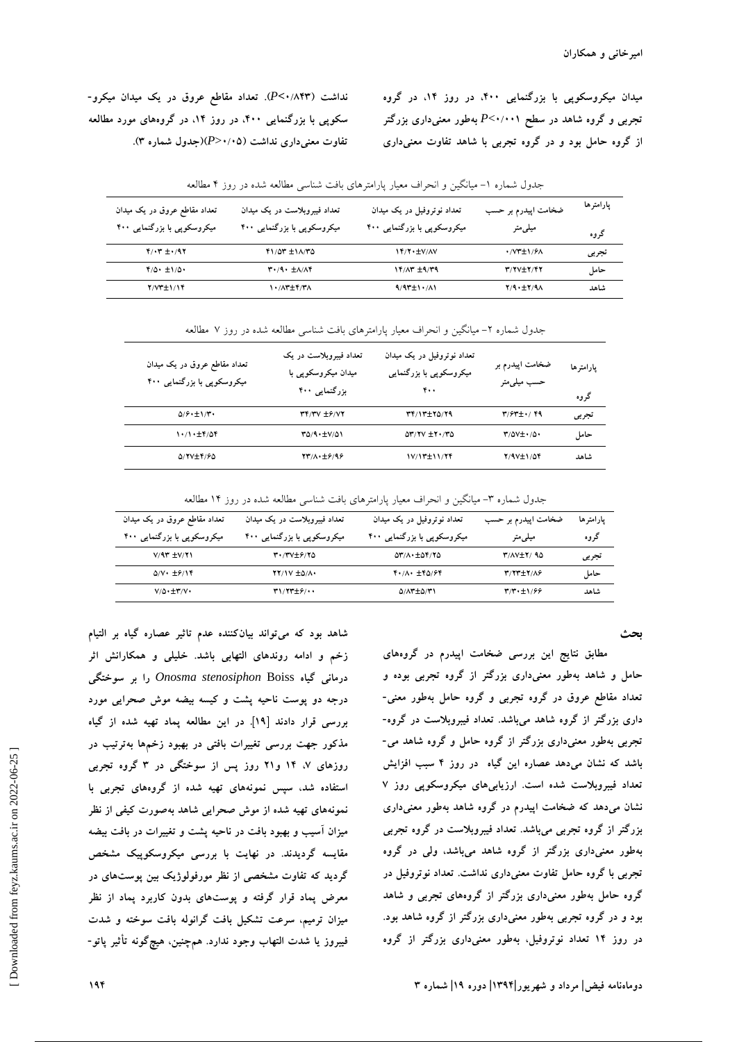میدان میکروسکوپی با بزرگنمایی ۴۰۰، در روز ۱۴، در گروه تجربی و گروه شاهد در سطح $P<۰/۰۰۱$ به‌طور معنی‌داری بزرگتر از گروه حامل بود و در گروه تجربی با شاهد تفاوت معنی‌داری نداشت ($P<۰/۸۴۳$). تعداد مقاطع عروق در یک میدان میکروسکوپی با بزرگنمایی ۴۰۰، در روز ۱۴، در گروه‌های مورد مطالعه تفاوت معنی‌داری نداشت ($P>۰/۰۵$)(جدول شماره ۳).

جدول شماره ۱- میانگین و انحراف معیار پارامترهای بافت شناسی مطالعه شده در روز ۴ مطالعه

| پارامترها / گروه | ضخامت اپیدرم بر حسب میلی‌متر | تعداد نوتروفیل در یک میدان میکروسکوپی با بزرگنمایی ۴۰۰ | تعداد فیبروبلاست در یک میدان میکروسکوپی با بزرگنمایی ۴۰۰ | تعداد مقاطع عروق در یک میدان میکروسکوپی با بزرگنمایی ۴۰۰ |
|---|---|---|---|---|
| تجربی | ۰/۷۳±۱/۶۸ | ۱۴/۲۰±۷/۸۷ | ۴۱/۵۳ ±۱۸/۳۵ | ۴/۰۳ ±۰/۹۲ |
| حامل | ۳/۲۷±۲/۴۲ | ۱۴/۸۳ ±۹/۳۹ | ۳۰/۹۰ ±۸/۸۴ | ۴/۵۰ ±۱/۵۰ |
| شاهد | ۲/۹۰±۲/۹۸ | ۹/۹۳±۱۰/۸۱ | ۱۰/۸۳±۴/۳۸ | ۲/۷۳±۱/۱۴ |

جدول شماره ۲- میانگین و انحراف معیار پارامترهای بافت شناسی مطالعه شده در روز ۷ مطالعه

| پارامترها / گروه | ضخامت اپیدرم بر حسب میلی‌متر | تعداد نوتروفیل در یک میدان میکروسکوپی با بزرگنمایی ۴۰۰ | تعداد فیبروبلاست در یک میدان میکروسکوپی با بزرگنمایی ۴۰۰ | تعداد مقاطع عروق در یک میدان میکروسکوپی با بزرگنمایی ۴۰۰ |
|---|---|---|---|---|
| تجربی | ۳/۶۳±۰/ ۴۹ | ۳۴/۱۳±۲۵/۲۹ | ۳۴/۳۷ ±۶/۷۲ | ۵/۶۰±۱/۳۰ |
| حامل | ۳/۵۷±۰/۵۰ | ۵۳/۲۷ ±۲۰/۳۵ | ۳۵/۹۰±۷/۵۱ | ۱۰/۱۰±۴/۵۴ |
| شاهد | ۲/۹۷±۱/۵۴ | ۱۷/۱۳±۱۱/۲۴ | ۲۳/۸۰±۶/۹۶ | ۵/۲۷±۴/۶۵ |

جدول شماره ۳- میانگین و انحراف معیار پارامترهای بافت شناسی مطالعه شده در روز ۱۴ مطالعه

| پارامترها / گروه | ضخامت اپیدرم بر حسب میلی‌متر | تعداد نوتروفیل در یک میدان میکروسکوپی با بزرگنمایی ۴۰۰ | تعداد فیبروبلاست در یک میدان میکروسکوپی با بزرگنمایی ۴۰۰ | تعداد مقاطع عروق در یک میدان میکروسکوپی با بزرگنمایی ۴۰۰ |
|---|---|---|---|---|
| تجربی | ۳/۸۷±۲/ ۹۵ | ۵۳/۸۰±۵۴/۲۵ | ۳۰/۳۷±۶/۲۵ | ۷/۹۳ ±۷/۲۱ |
| حامل | ۳/۲۳±۲/۸۶ | ۴۰/۸۰ ±۴۵/۶۴ | ۲۲/۱۷ ±۵/۸۰ | ۵/۷۰ ±۶/۱۴ |
| شاهد | ۳/۳۰±۱/۶۶ | ۵/۸۳±۵/۳۱ | ۳۱/۲۳±۶/۰۰ | ۷/۵۰±۳/۷۰ |

## بحث

مطابق نتایج این بررسی ضخامت اپیدرم در گروه‌های حامل و شاهد به‌طور معنی‌داری بزرگتر از گروه تجربی بوده و تعداد مقاطع عروق در گروه تجربی و گروه حامل به‌طور معنی‌داری بزرگتر از گروه شاهد می‌باشد. تعداد فیبروبلاست در گروه تجربی به‌طور معنی‌داری بزرگتر از گروه حامل و گروه شاهد می‌باشد که نشان می‌دهد عصاره این گیاه در روز ۴ سبب افزایش تعداد فیبروبلاست شده است. ارزیابی‌های میکروسکوپی روز ۷ نشان می‌دهد که ضخامت اپیدرم در گروه شاهد به‌طور معنی‌داری بزرگتر از گروه تجربی می‌باشد. تعداد فیبروبلاست در گروه تجربی به‌طور معنی‌داری بزرگتر از گروه شاهد می‌باشد، ولی در گروه تجربی با گروه حامل تفاوت معنی‌داری نداشت. تعداد نوتروفیل در گروه حامل به‌طور معنی‌داری بزرگتر از گروه‌های تجربی و شاهد بود و در گروه تجربی به‌طور معنی‌داری بزرگتر از گروه شاهد بود. در روز ۱۴ تعداد نوتروفیل، به‌طور معنی‌داری بزرگتر از گروه شاهد بود که می‌تواند بیان‌کننده عدم تاثیر عصاره گیاه بر التیام زخم و ادامه روندهای التهابی باشد. خلیلی و همکارانش اثر درمانی گیاه *Onosma stenosiphon* Boiss را بر سوختگی درجه دو پوست ناحیه پشت و کیسه بیضه موش صحرایی مورد بررسی قرار دادند [۱۹]. در این مطالعه پماد تهیه شده از گیاه مذکور جهت بررسی تغییرات بافتی در بهبود زخم‌ها به‌ترتیب در روزهای ۷، ۱۴ و۲۱ روز پس از سوختگی در ۳ گروه تجربی استفاده شد، سپس نمونه‌های تهیه شده از گروه‌های تجربی با نمونه‌های تهیه شده از موش صحرایی شاهد به‌صورت کیفی از نظر میزان آسیب و بهبود بافت در ناحیه پشت و تغییرات در بافت بیضه مقایسه گردیدند. در نهایت با بررسی میکروسکوپیک مشخص گردید که تفاوت مشخصی از نظر مورفولوژیک بین پوست‌های در معرض پماد قرار گرفته و پوست‌های بدون کاربرد پماد از نظر میزان ترمیم، سرعت تشکیل بافت گرانوله بافت سوخته و شدت فیبروز یا شدت التهاب وجود ندارد. هم‌چنین، هیچ‌گونه تأثیر پاتو-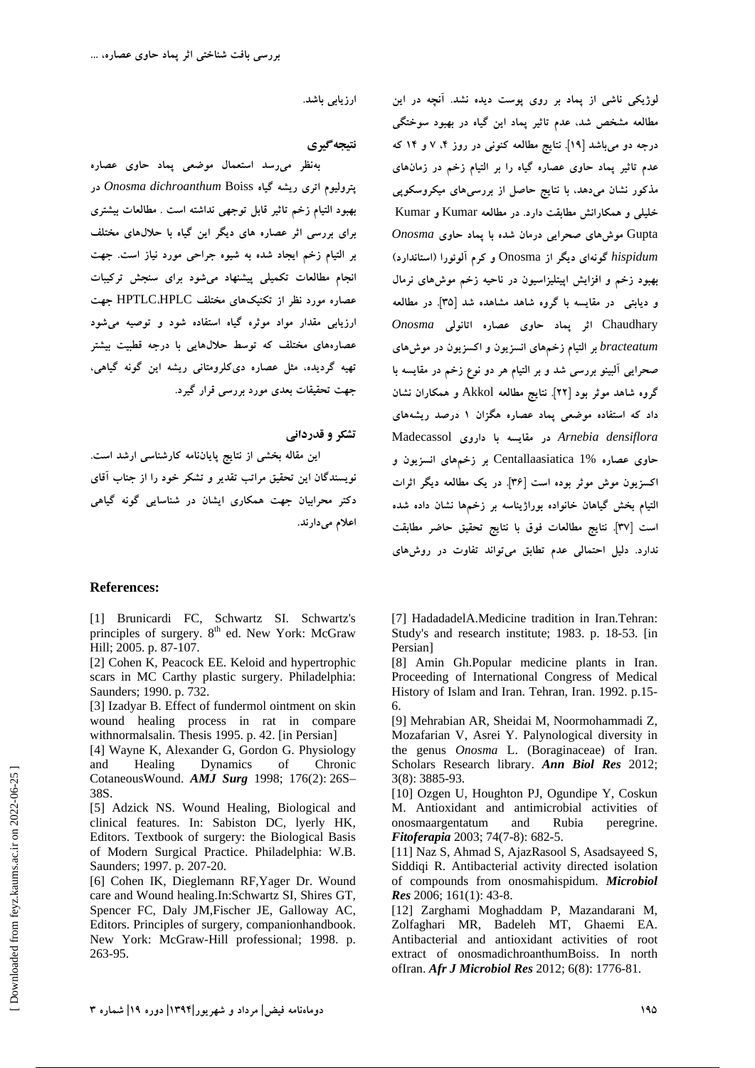لوژیکی ناشی از پماد بر روی پوست دیده نشد. آنچه در این مطالعه مشخص شد، عدم تاثیر پماد این گیاه در بهبود سوختگی درجه دو می‌باشد [۱۹]. نتایج مطالعه کنونی در روز ۴، ۷ و ۱۴ که عدم تاثیر پماد حاوی عصاره گیاه را بر التیام زخم در زمان‌های مذکور نشان می‌دهد، با نتایج حاصل از بررسی‌های میکروسکوپی خلیلی و همکارانش مطابقت دارد. در مطالعه Kumar و Kumar Gupta موش‌های صحرایی درمان شده با پماد حاوی *Onosma hispidum* گونه‌ای دیگر از Onosma و کرم آلوئورا (استاندارد) بهبود زخم و افزایش اپیتلیزاسیون در ناحیه زخم موش‌های نرمال و دیابتی در مقایسه با گروه شاهد مشاهده شد [۳۵]. در مطالعه Chaudhary اثر پماد حاوی عصاره اتانولی *Onosma bracteatum* بر التیام زخم‌های انسزیون و اکسزیون در موش‌های صحرایی آلبینو بررسی شد و بر التیام هر دو نوع زخم در مقایسه با گروه شاهد موثر بود [۲۲]. نتایج مطالعه Akkol و همکاران نشان داد که استفاده موضعی پماد عصاره هگزان ۱ درصد ریشه‌های *Arnebia densiflora* در مقایسه با داروی Madecassol حاوی عصاره Centallaasiatica 1% بر زخم‌های انسزیون و اکسزیون موش موثر بوده است [۳۶]. در یک مطالعه دیگر اثرات التیام بخش گیاهان خانواده بوراژیناسه بر زخم‌ها نشان داده شده است [۳۷]. نتایج مطالعات فوق با نتایج تحقیق حاضر مطابقت ندارد. دلیل احتمالی عدم تطابق می‌تواند تفاوت در روش‌های ارزیابی باشد.

## نتیجه‌گیری

به‌نظر می‌رسد استعمال موضعی پماد حاوی عصاره پترولیوم اتری ریشه گیاه *Onosma dichroanthum* Boiss در بهبود التیام زخم تاثیر قابل توجهی نداشته است . مطالعات بیشتری برای بررسی اثر عصاره های دیگر این گیاه با حلال‌های مختلف بر التیام زخم ایجاد شده به شیوه جراحی مورد نیاز است. جهت انجام مطالعات تکمیلی پیشنهاد می‌شود برای سنجش ترکیبات عصاره مورد نظر از تکنیک‌های مختلف HPTLC،HPLC جهت ارزیابی مقدار مواد موثره گیاه استفاده شود و توصیه می‌شود عصاره‌های مختلف که توسط حلال‌هایی با درجه قطبیت بیشتر تهیه گردیده، مثل عصاره دی‌کلرومتانی ریشه این گونه گیاهی، جهت تحقیقات بعدی مورد بررسی قرار گیرد.

## تشکر و قدردانی

این مقاله بخشی از نتایج پایان‌نامه کارشناسی ارشد است. نویسندگان این تحقیق مراتب تقدیر و تشکر خود را از جناب آقای دکتر محرابیان جهت همکاری ایشان در شناسایی گونه گیاهی اعلام می‌دارند.

## References:

[1] Brunicardi FC, Schwartz SI. Schwartz's principles of surgery. 8th ed. New York: McGraw Hill; 2005. p. 87-107.

[2] Cohen K, Peacock EE. Keloid and hypertrophic scars in MC Carthy plastic surgery. Philadelphia: Saunders; 1990. p. 732.

[3] Izadyar B. Effect of fundermol ointment on skin wound healing process in rat in compare withnormalsalin. Thesis 1995. p. 42. [in Persian]

[4] Wayne K, Alexander G, Gordon G. Physiology and Healing Dynamics of Chronic CotaneousWound. ***AMJ Surg*** 1998; 176(2): 26S–38S.

[5] Adzick NS. Wound Healing, Biological and clinical features. In: Sabiston DC, lyerly HK, Editors. Textbook of surgery: the Biological Basis of Modern Surgical Practice. Philadelphia: W.B. Saunders; 1997. p. 207-20.

[6] Cohen IK, Dieglemann RF,Yager Dr. Wound care and Wound healing.In:Schwartz SI, Shires GT, Spencer FC, Daly JM,Fischer JE, Galloway AC, Editors. Principles of surgery, companionhandbook. New York: McGraw-Hill professional; 1998. p. 263-95.

[7] HadadadelA.Medicine tradition in Iran.Tehran: Study's and research institute; 1983. p. 18-53. [in Persian]

[8] Amin Gh.Popular medicine plants in Iran. Proceeding of International Congress of Medical History of Islam and Iran. Tehran, Iran. 1992. p.15-6.

[9] Mehrabian AR, Sheidai M, Noormohammadi Z, Mozafarian V, Asrei Y. Palynological diversity in the genus *Onosma* L. (Boraginaceae) of Iran. Scholars Research library. ***Ann Biol Res*** 2012; 3(8): 3885-93.

[10] Ozgen U, Houghton PJ, Ogundipe Y, Coskun M. Antioxidant and antimicrobial activities of onosmaargentatum and Rubia peregrine. ***Fitoferapia*** 2003; 74(7-8): 682-5.

[11] Naz S, Ahmad S, AjazRasool S, Asadsayeed S, Siddiqi R. Antibacterial activity directed isolation of compounds from onosmahispidum. ***Microbiol Res*** 2006; 161(1): 43-8.

[12] Zarghami Moghaddam P, Mazandarani M, Zolfaghari MR, Badeleh MT, Ghaemi EA. Antibacterial and antioxidant activities of root extract of onosmadichroanthumBoiss. In north ofIran. ***Afr J Microbiol Res*** 2012; 6(8): 1776-81.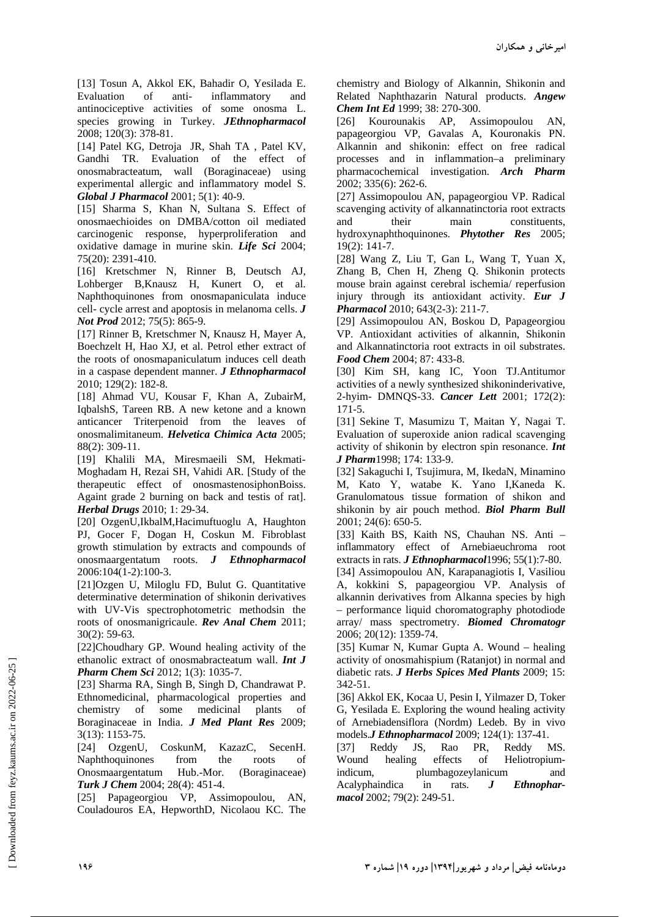[13] Tosun A, Akkol EK, Bahadir O, Yesilada E. Evaluation of anti- inflammatory and antinociceptive activities of some onosma L. species growing in Turkey. ***JEthnopharmacol*** 2008; 120(3): 378-81.

[14] Patel KG, Detroja JR, Shah TA , Patel KV, Gandhi TR. Evaluation of the effect of onosmabracteatum, wall (Boraginaceae) using experimental allergic and inflammatory model S. ***Global J Pharmacol*** 2001; 5(1): 40-9.

[15] Sharma S, Khan N, Sultana S. Effect of onosmaechioides on DMBA/cotton oil mediated carcinogenic response, hyperproliferation and oxidative damage in murine skin. ***Life Sci*** 2004; 75(20): 2391-410.

[16] Kretschmer N, Rinner B, Deutsch AJ, Lohberger B,Knausz H, Kunert O, et al. Naphthoquinones from onosmapaniculata induce cell- cycle arrest and apoptosis in melanoma cells. ***J Not Prod*** 2012; 75(5): 865-9.

[17] Rinner B, Kretschmer N, Knausz H, Mayer A, Boechzelt H, Hao XJ, et al. Petrol ether extract of the roots of onosmapaniculatum induces cell death in a caspase dependent manner. ***J Ethnopharmacol*** 2010; 129(2): 182-8.

[18] Ahmad VU, Kousar F, Khan A, ZubairM, IqbalshS, Tareen RB. A new ketone and a known anticancer Triterpenoid from the leaves of onosmalimitaneum. ***Helvetica Chimica Acta*** 2005; 88(2): 309-11.

[19] Khalili MA, Miresmaeili SM, Hekmati-Moghadam H, Rezai SH, Vahidi AR. [Study of the therapeutic effect of onosmastenosiphonBoiss. Againt grade 2 burning on back and testis of rat]. ***Herbal Drugs*** 2010; 1: 29-34.

[20] OzgenU,IkbalM,Hacimuftuoglu A, Haughton PJ, Gocer F, Dogan H, Coskun M. Fibroblast growth stimulation by extracts and compounds of onosmaargentatum roots. ***J Ethnopharmacol*** 2006:104(1-2):100-3.

[21]Ozgen U, Miloglu FD, Bulut G. Quantitative determinative determination of shikonin derivatives with UV-Vis spectrophotometric methodsin the roots of onosmanigricaule. ***Rev Anal Chem*** 2011; 30(2): 59-63.

[22]Choudhary GP. Wound healing activity of the ethanolic extract of onosmabracteatum wall. ***Int J Pharm Chem Sci*** 2012; 1(3): 1035-7.

[23] Sharma RA, Singh B, Singh D, Chandrawat P. Ethnomedicinal, pharmacological properties and chemistry of some medicinal plants of Boraginaceae in India. ***J Med Plant Res*** 2009; 3(13): 1153-75.

[24] OzgenU, CoskunM, KazazC, SecenH. Naphthoquinones from the roots of Onosmaargentatum Hub.-Mor. (Boraginaceae) ***Turk J Chem*** 2004; 28(4): 451-4.

[25] Papageorgiou VP, Assimopoulou, AN, Couladouros EA, HepworthD, Nicolaou KC. The chemistry and Biology of Alkannin, Shikonin and Related Naphthazarin Natural products. ***Angew Chem Int Ed*** 1999; 38: 270-300.

[26] Kourounakis AP, Assimopoulou AN, papageorgiou VP, Gavalas A, Kouronakis PN. Alkannin and shikonin: effect on free radical processes and in inflammation–a preliminary pharmacochemical investigation. ***Arch Pharm*** 2002; 335(6): 262-6.

[27] Assimopoulou AN, papageorgiou VP. Radical scavenging activity of alkannatinctoria root extracts and their main constituents, hydroxynaphthoquinones. ***Phytother Res*** 2005; 19(2): 141-7.

[28] Wang Z, Liu T, Gan L, Wang T, Yuan X, Zhang B, Chen H, Zheng Q. Shikonin protects mouse brain against cerebral ischemia/ reperfusion injury through its antioxidant activity. ***Eur J Pharmacol*** 2010; 643(2-3): 211-7.

[29] Assimopoulou AN, Boskou D, Papageorgiou VP. Antioxidant activities of alkannin, Shikonin and Alkannatinctoria root extracts in oil substrates. ***Food Chem*** 2004; 87: 433-8.

[30] Kim SH, kang IC, Yoon TJ.Antitumor activities of a newly synthesized shikoninderivative, 2-hyim- DMNQS-33. ***Cancer Lett*** 2001; 172(2): 171-5.

[31] Sekine T, Masumizu T, Maitan Y, Nagai T. Evaluation of superoxide anion radical scavenging activity of shikonin by electron spin resonance. ***Int J Pharm***1998; 174: 133-9.

[32] Sakaguchi I, Tsujimura, M, IkedaN, Minamino M, Kato Y, watabe K. Yano I,Kaneda K. Granulomatous tissue formation of shikon and shikonin by air pouch method. ***Biol Pharm Bull*** 2001; 24(6): 650-5.

[33] Kaith BS, Kaith NS, Chauhan NS. Anti – inflammatory effect of Arnebiaeuchroma root extracts in rats. ***J Ethnopharmacol***1996; 55(1):7-80.

[34] Assimopoulou AN, Karapanagiotis I, Vasiliou A, kokkini S, papageorgiou VP. Analysis of alkannin derivatives from Alkanna species by high – performance liquid choromatography photodiode array/ mass spectrometry. ***Biomed Chromatogr*** 2006; 20(12): 1359-74.

[35] Kumar N, Kumar Gupta A. Wound – healing activity of onosmahispium (Ratanjot) in normal and diabetic rats. ***J Herbs Spices Med Plants*** 2009; 15: 342-51.

[36] Akkol EK, Kocaa U, Pesin I, Yilmazer D, Toker G, Yesilada E. Exploring the wound healing activity of Arnebiadensiflora (Nordm) Ledeb. By in vivo models.***J Ethnopharmacol*** 2009; 124(1): 137-41.

[37] Reddy JS, Rao PR, Reddy MS. Wound healing effects of Heliotropium-indicum, plumbagozeylanicum and Acalyphaindica in rats. ***J Ethnopharmacol*** 2002; 79(2): 249-51.